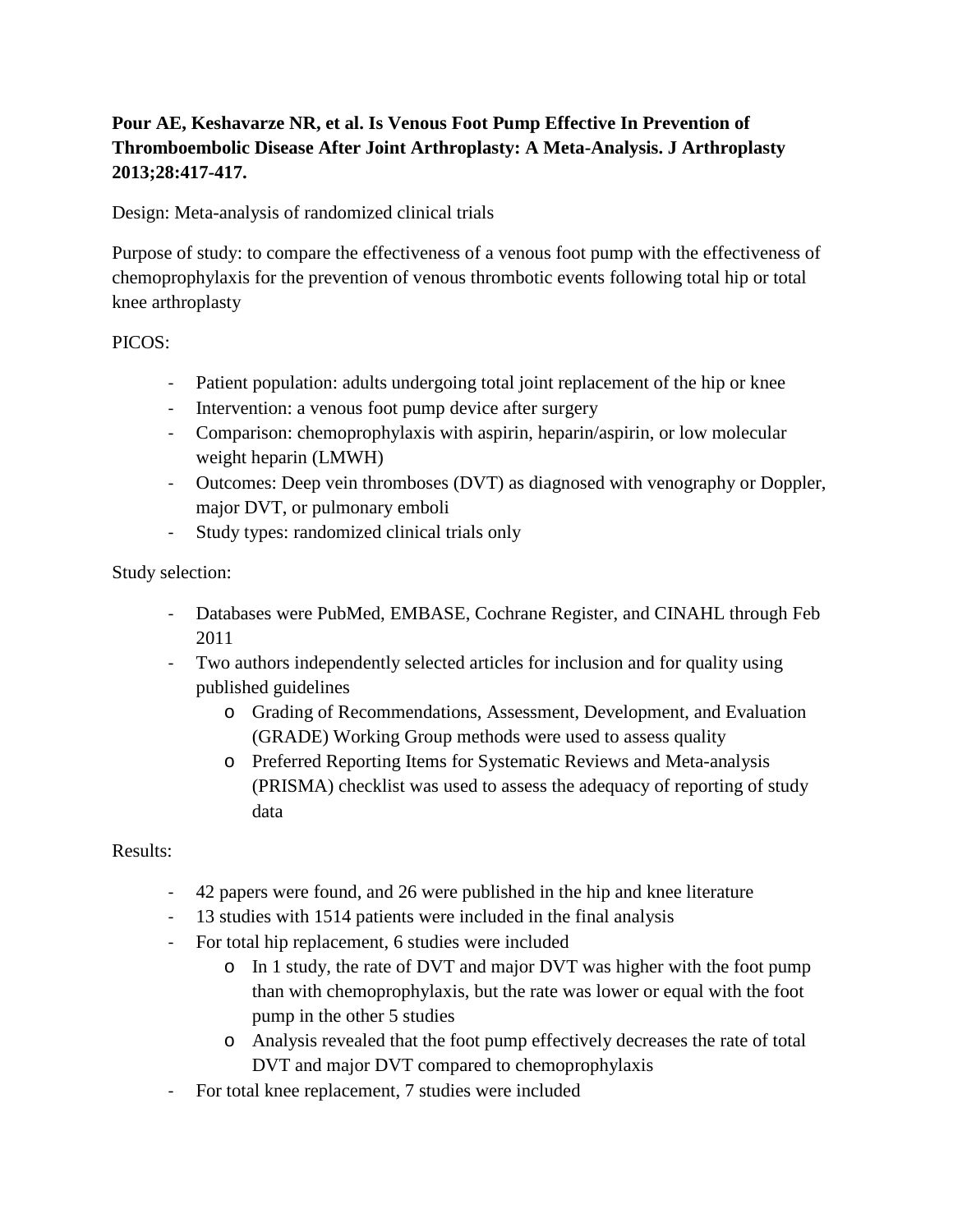**Pour AE, Keshavarze NR, et al. Is Venous Foot Pump Effective In Prevention of Thromboembolic Disease After Joint Arthroplasty: A Meta-Analysis. J Arthroplasty 2013;28:417-417.**

Design: Meta-analysis of randomized clinical trials

Purpose of study: to compare the effectiveness of a venous foot pump with the effectiveness of chemoprophylaxis for the prevention of venous thrombotic events following total hip or total knee arthroplasty

PICOS:

- Patient population: adults undergoing total joint replacement of the hip or knee
- Intervention: a venous foot pump device after surgery
- Comparison: chemoprophylaxis with aspirin, heparin/aspirin, or low molecular weight heparin (LMWH)
- Outcomes: Deep vein thromboses (DVT) as diagnosed with venography or Doppler, major DVT, or pulmonary emboli
- Study types: randomized clinical trials only

Study selection:

- Databases were PubMed, EMBASE, Cochrane Register, and CINAHL through Feb 2011
- Two authors independently selected articles for inclusion and for quality using published guidelines
    - Grading of Recommendations, Assessment, Development, and Evaluation (GRADE) Working Group methods were used to assess quality
    - Preferred Reporting Items for Systematic Reviews and Meta-analysis (PRISMA) checklist was used to assess the adequacy of reporting of study data

Results:

- 42 papers were found, and 26 were published in the hip and knee literature
- 13 studies with 1514 patients were included in the final analysis
- For total hip replacement, 6 studies were included
    - In 1 study, the rate of DVT and major DVT was higher with the foot pump than with chemoprophylaxis, but the rate was lower or equal with the foot pump in the other 5 studies
    - Analysis revealed that the foot pump effectively decreases the rate of total DVT and major DVT compared to chemoprophylaxis
- For total knee replacement, 7 studies were included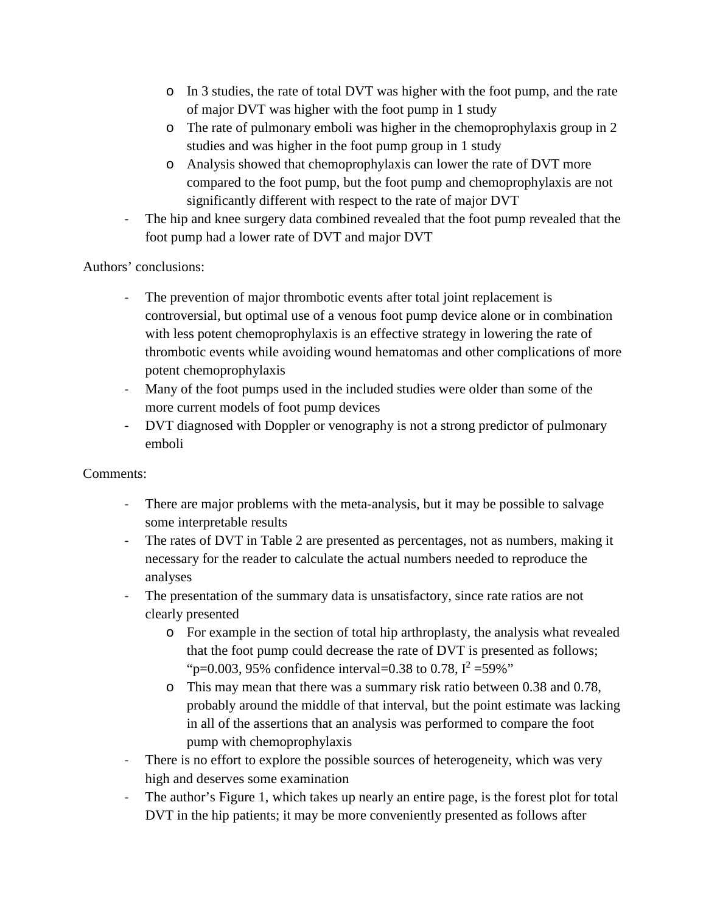- In 3 studies, the rate of total DVT was higher with the foot pump, and the rate of major DVT was higher with the foot pump in 1 study
    - The rate of pulmonary emboli was higher in the chemoprophylaxis group in 2 studies and was higher in the foot pump group in 1 study
    - Analysis showed that chemoprophylaxis can lower the rate of DVT more compared to the foot pump, but the foot pump and chemoprophylaxis are not significantly different with respect to the rate of major DVT
- The hip and knee surgery data combined revealed that the foot pump revealed that the foot pump had a lower rate of DVT and major DVT

Authors' conclusions:

- The prevention of major thrombotic events after total joint replacement is controversial, but optimal use of a venous foot pump device alone or in combination with less potent chemoprophylaxis is an effective strategy in lowering the rate of thrombotic events while avoiding wound hematomas and other complications of more potent chemoprophylaxis
- Many of the foot pumps used in the included studies were older than some of the more current models of foot pump devices
- DVT diagnosed with Doppler or venography is not a strong predictor of pulmonary emboli

Comments:

- There are major problems with the meta-analysis, but it may be possible to salvage some interpretable results
- The rates of DVT in Table 2 are presented as percentages, not as numbers, making it necessary for the reader to calculate the actual numbers needed to reproduce the analyses
- The presentation of the summary data is unsatisfactory, since rate ratios are not clearly presented
    - For example in the section of total hip arthroplasty, the analysis what revealed that the foot pump could decrease the rate of DVT is presented as follows; "p=0.003, 95% confidence interval=0.38 to 0.78, $I^2$ =59%"
    - This may mean that there was a summary risk ratio between 0.38 and 0.78, probably around the middle of that interval, but the point estimate was lacking in all of the assertions that an analysis was performed to compare the foot pump with chemoprophylaxis
- There is no effort to explore the possible sources of heterogeneity, which was very high and deserves some examination
- The author's Figure 1, which takes up nearly an entire page, is the forest plot for total DVT in the hip patients; it may be more conveniently presented as follows after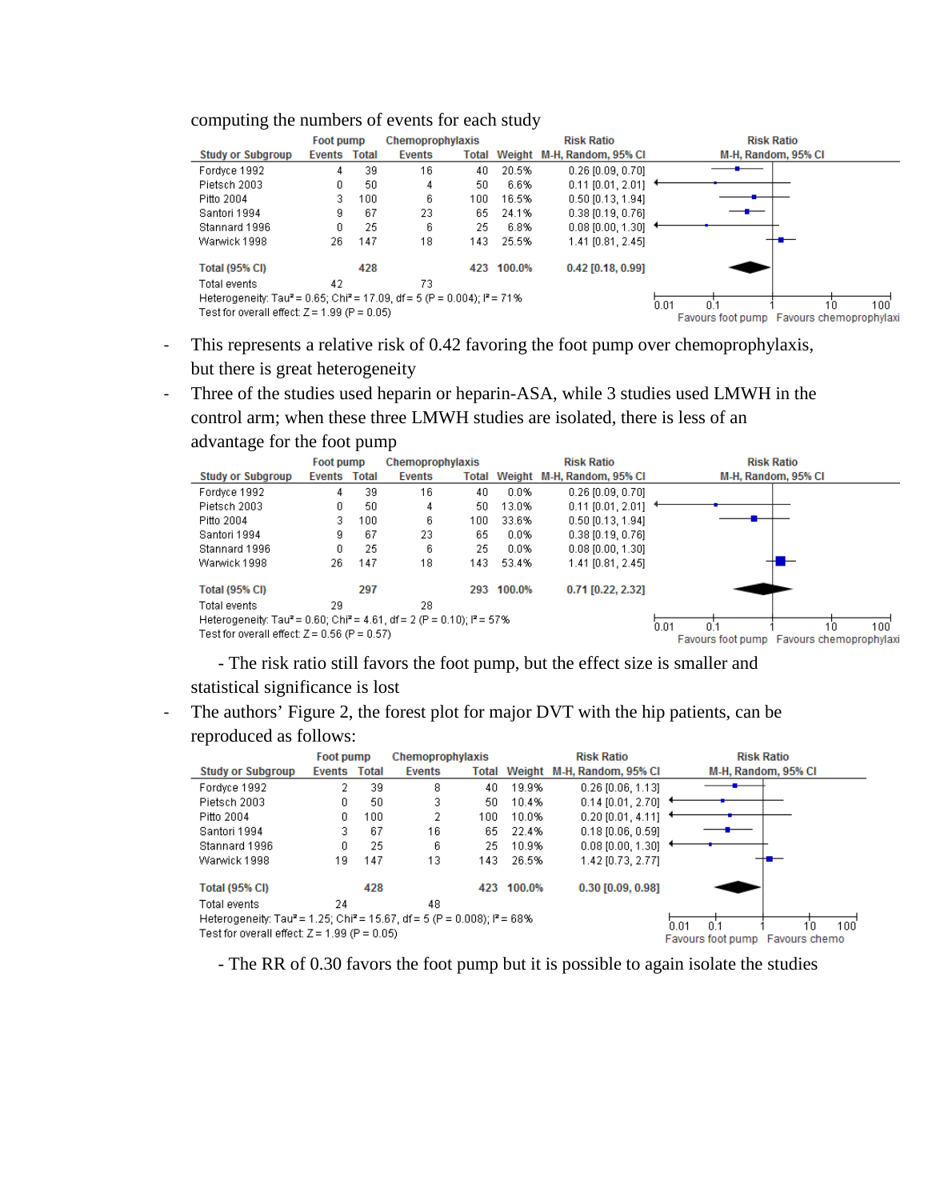computing the numbers of events for each study

| Study or Subgroup | Foot pump Events | Foot pump Total | Chemoprophylaxis Events | Chemoprophylaxis Total | Weight | Risk Ratio M-H, Random, 95% CI |
|---|---|---|---|---|---|---|
| Fordyce 1992 | 4 | 39 | 16 | 40 | 20.5% | 0.26 [0.09, 0.70] |
| Pietsch 2003 | 0 | 50 | 4 | 50 | 6.6% | 0.11 [0.01, 2.01] |
| Pitto 2004 | 3 | 100 | 6 | 100 | 16.5% | 0.50 [0.13, 1.94] |
| Santori 1994 | 9 | 67 | 23 | 65 | 24.1% | 0.38 [0.19, 0.76] |
| Stannard 1996 | 0 | 25 | 6 | 25 | 6.8% | 0.08 [0.00, 1.30] |
| Warwick 1998 | 26 | 147 | 18 | 143 | 25.5% | 1.41 [0.81, 2.45] |
| **Total (95% CI)** | | **428** | | **423** | **100.0%** | **0.42 [0.18, 0.99]** |
| Total events | 42 | | 73 | | | |

Heterogeneity: $Tau^2 = 0.65$; $Chi^2 = 17.09$, $df = 5$ ($P = 0.004$); $I^2 = 71\%$
Test for overall effect: $Z = 1.99$ ($P = 0.05$)

Axis: 0.01, 0.1, 1, 10, 100 — Favours foot pump / Favours chemoprophylaxi

- This represents a relative risk of 0.42 favoring the foot pump over chemoprophylaxis, but there is great heterogeneity
- Three of the studies used heparin or heparin-ASA, while 3 studies used LMWH in the control arm; when these three LMWH studies are isolated, there is less of an advantage for the foot pump

| Study or Subgroup | Foot pump Events | Foot pump Total | Chemoprophylaxis Events | Chemoprophylaxis Total | Weight | Risk Ratio M-H, Random, 95% CI |
|---|---|---|---|---|---|---|
| Fordyce 1992 | 4 | 39 | 16 | 40 | 0.0% | 0.26 [0.09, 0.70] |
| Pietsch 2003 | 0 | 50 | 4 | 50 | 13.0% | 0.11 [0.01, 2.01] |
| Pitto 2004 | 3 | 100 | 6 | 100 | 33.6% | 0.50 [0.13, 1.94] |
| Santori 1994 | 9 | 67 | 23 | 65 | 0.0% | 0.38 [0.19, 0.76] |
| Stannard 1996 | 0 | 25 | 6 | 25 | 0.0% | 0.08 [0.00, 1.30] |
| Warwick 1998 | 26 | 147 | 18 | 143 | 53.4% | 1.41 [0.81, 2.45] |
| **Total (95% CI)** | | **297** | | **293** | **100.0%** | **0.71 [0.22, 2.32]** |
| Total events | 29 | | 28 | | | |

Heterogeneity: $Tau^2 = 0.60$; $Chi^2 = 4.61$, $df = 2$ ($P = 0.10$); $I^2 = 57\%$
Test for overall effect: $Z = 0.56$ ($P = 0.57$)

Axis: 0.01, 0.1, 1, 10, 100 — Favours foot pump / Favours chemoprophylaxi

- The risk ratio still favors the foot pump, but the effect size is smaller and statistical significance is lost

- The authors' Figure 2, the forest plot for major DVT with the hip patients, can be reproduced as follows:

| Study or Subgroup | Foot pump Events | Foot pump Total | Chemoprophylaxis Events | Chemoprophylaxis Total | Weight | Risk Ratio M-H, Random, 95% CI |
|---|---|---|---|---|---|---|
| Fordyce 1992 | 2 | 39 | 8 | 40 | 19.9% | 0.26 [0.06, 1.13] |
| Pietsch 2003 | 0 | 50 | 3 | 50 | 10.4% | 0.14 [0.01, 2.70] |
| Pitto 2004 | 0 | 100 | 2 | 100 | 10.0% | 0.20 [0.01, 4.11] |
| Santori 1994 | 3 | 67 | 16 | 65 | 22.4% | 0.18 [0.06, 0.59] |
| Stannard 1996 | 0 | 25 | 6 | 25 | 10.9% | 0.08 [0.00, 1.30] |
| Warwick 1998 | 19 | 147 | 13 | 143 | 26.5% | 1.42 [0.73, 2.77] |
| **Total (95% CI)** | | **428** | | **423** | **100.0%** | **0.30 [0.09, 0.98]** |
| Total events | 24 | | 48 | | | |

Heterogeneity: $Tau^2 = 1.25$; $Chi^2 = 15.67$, $df = 5$ ($P = 0.008$); $I^2 = 68\%$
Test for overall effect: $Z = 1.99$ ($P = 0.05$)

Axis: 0.01, 0.1, 1, 10, 100 — Favours foot pump / Favours chemo

- The RR of 0.30 favors the foot pump but it is possible to again isolate the studies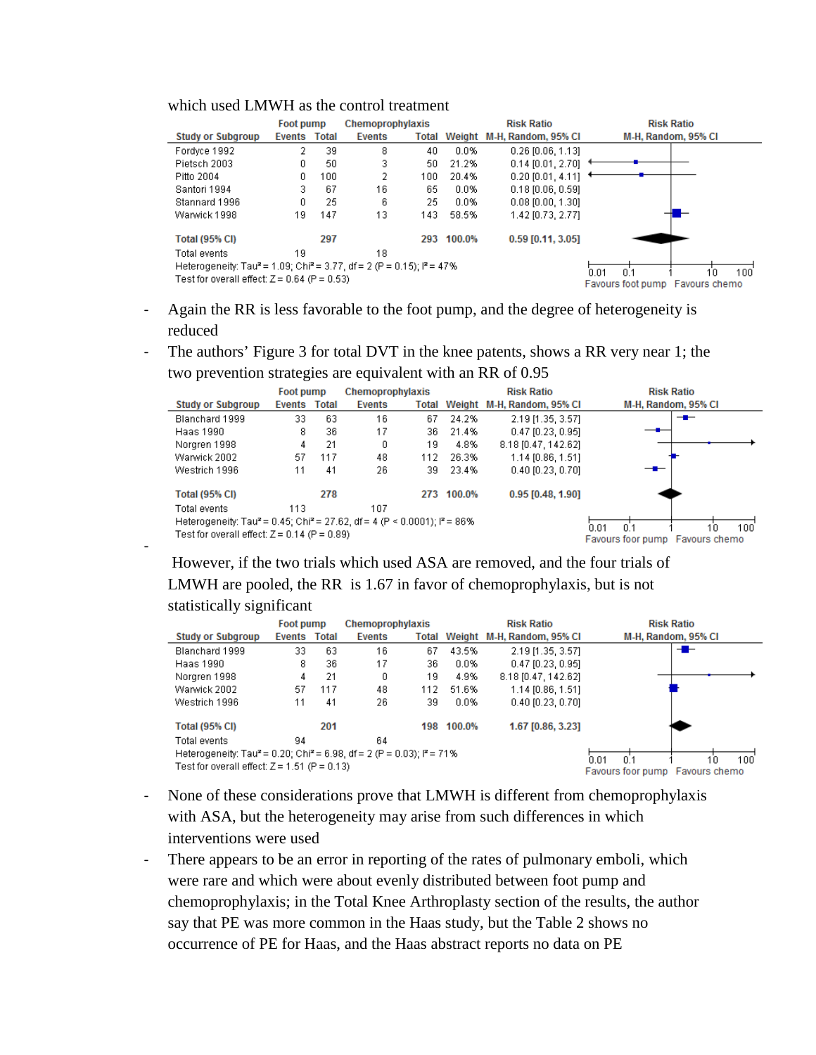which used LMWH as the control treatment

| Study or Subgroup | Foot pump Events | Foot pump Total | Chemoprophylaxis Events | Chemoprophylaxis Total | Weight | Risk Ratio M-H, Random, 95% CI |
|---|---|---|---|---|---|---|
| Fordyce 1992 | 2 | 39 | 8 | 40 | 0.0% | 0.26 [0.06, 1.13] |
| Pietsch 2003 | 0 | 50 | 3 | 50 | 21.2% | 0.14 [0.01, 2.70] |
| Pitto 2004 | 0 | 100 | 2 | 100 | 20.4% | 0.20 [0.01, 4.11] |
| Santori 1994 | 3 | 67 | 16 | 65 | 0.0% | 0.18 [0.06, 0.59] |
| Stannard 1996 | 0 | 25 | 6 | 25 | 0.0% | 0.08 [0.00, 1.30] |
| Warwick 1998 | 19 | 147 | 13 | 143 | 58.5% | 1.42 [0.73, 2.77] |
| **Total (95% CI)** | | **297** | | **293** | **100.0%** | **0.59 [0.11, 3.05]** |
| Total events | 19 | | 18 | | | |

Heterogeneity: $Tau^2 = 1.09$; $Chi^2 = 3.77$, df = 2 (P = 0.15); $I^2 = 47\%$
Test for overall effect: Z = 0.64 (P = 0.53)

Risk Ratio M-H, Random, 95% CI: 0.01 0.1 1 10 100 — Favours foot pump / Favours chemo

- Again the RR is less favorable to the foot pump, and the degree of heterogeneity is reduced
- The authors' Figure 3 for total DVT in the knee patents, shows a RR very near 1; the two prevention strategies are equivalent with an RR of 0.95

| Study or Subgroup | Foot pump Events | Foot pump Total | Chemoprophylaxis Events | Chemoprophylaxis Total | Weight | Risk Ratio M-H, Random, 95% CI |
|---|---|---|---|---|---|---|
| Blanchard 1999 | 33 | 63 | 16 | 67 | 24.2% | 2.19 [1.35, 3.57] |
| Haas 1990 | 8 | 36 | 17 | 36 | 21.4% | 0.47 [0.23, 0.95] |
| Norgren 1998 | 4 | 21 | 0 | 19 | 4.8% | 8.18 [0.47, 142.62] |
| Warwick 2002 | 57 | 117 | 48 | 112 | 26.3% | 1.14 [0.86, 1.51] |
| Westrich 1996 | 11 | 41 | 26 | 39 | 23.4% | 0.40 [0.23, 0.70] |
| **Total (95% CI)** | | **278** | | **273** | **100.0%** | **0.95 [0.48, 1.90]** |
| Total events | 113 | | 107 | | | |

Heterogeneity: $Tau^2 = 0.45$; $Chi^2 = 27.62$, df = 4 (P < 0.0001); $I^2 = 86\%$
Test for overall effect: Z = 0.14 (P = 0.89)

Risk Ratio M-H, Random, 95% CI: 0.01 0.1 1 10 100 — Favours foot pump / Favours chemo

- However, if the two trials which used ASA are removed, and the four trials of LMWH are pooled, the RR is 1.67 in favor of chemoprophylaxis, but is not statistically significant

| Study or Subgroup | Foot pump Events | Foot pump Total | Chemoprophylaxis Events | Chemoprophylaxis Total | Weight | Risk Ratio M-H, Random, 95% CI |
|---|---|---|---|---|---|---|
| Blanchard 1999 | 33 | 63 | 16 | 67 | 43.5% | 2.19 [1.35, 3.57] |
| Haas 1990 | 8 | 36 | 17 | 36 | 0.0% | 0.47 [0.23, 0.95] |
| Norgren 1998 | 4 | 21 | 0 | 19 | 4.9% | 8.18 [0.47, 142.62] |
| Warwick 2002 | 57 | 117 | 48 | 112 | 51.6% | 1.14 [0.86, 1.51] |
| Westrich 1996 | 11 | 41 | 26 | 39 | 0.0% | 0.40 [0.23, 0.70] |
| **Total (95% CI)** | | **201** | | **198** | **100.0%** | **1.67 [0.86, 3.23]** |
| Total events | 94 | | 64 | | | |

Heterogeneity: $Tau^2 = 0.20$; $Chi^2 = 6.98$, df = 2 (P = 0.03); $I^2 = 71\%$
Test for overall effect: Z = 1.51 (P = 0.13)

Risk Ratio M-H, Random, 95% CI: 0.01 0.1 1 10 100 — Favours foor pump / Favours chemo

- None of these considerations prove that LMWH is different from chemoprophylaxis with ASA, but the heterogeneity may arise from such differences in which interventions were used
- There appears to be an error in reporting of the rates of pulmonary emboli, which were rare and which were about evenly distributed between foot pump and chemoprophylaxis; in the Total Knee Arthroplasty section of the results, the author say that PE was more common in the Haas study, but the Table 2 shows no occurrence of PE for Haas, and the Haas abstract reports no data on PE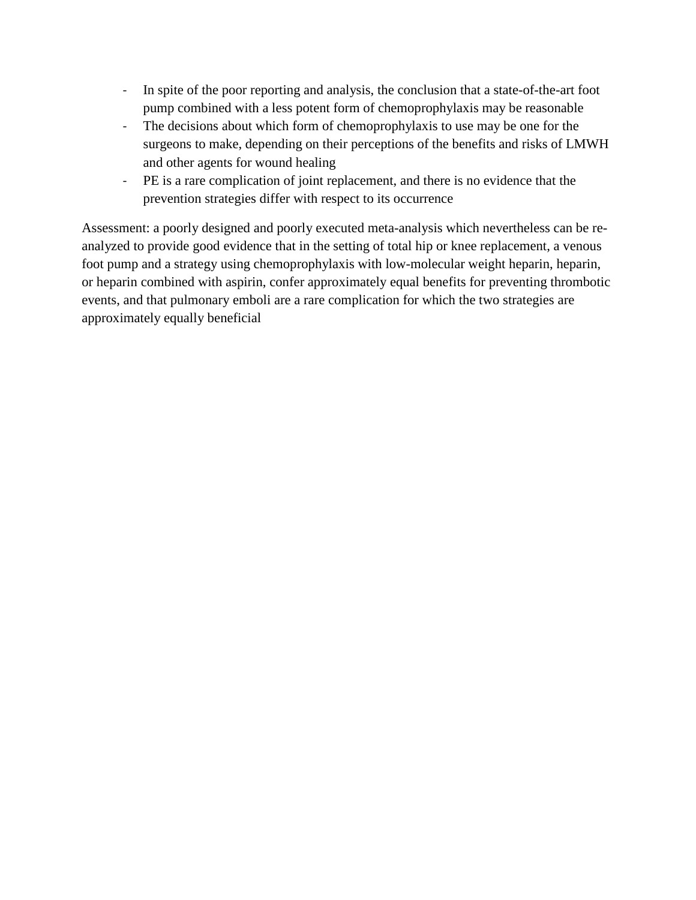- In spite of the poor reporting and analysis, the conclusion that a state-of-the-art foot pump combined with a less potent form of chemoprophylaxis may be reasonable
- The decisions about which form of chemoprophylaxis to use may be one for the surgeons to make, depending on their perceptions of the benefits and risks of LMWH and other agents for wound healing
- PE is a rare complication of joint replacement, and there is no evidence that the prevention strategies differ with respect to its occurrence

Assessment: a poorly designed and poorly executed meta-analysis which nevertheless can be re-analyzed to provide good evidence that in the setting of total hip or knee replacement, a venous foot pump and a strategy using chemoprophylaxis with low-molecular weight heparin, heparin, or heparin combined with aspirin, confer approximately equal benefits for preventing thrombotic events, and that pulmonary emboli are a rare complication for which the two strategies are approximately equally beneficial